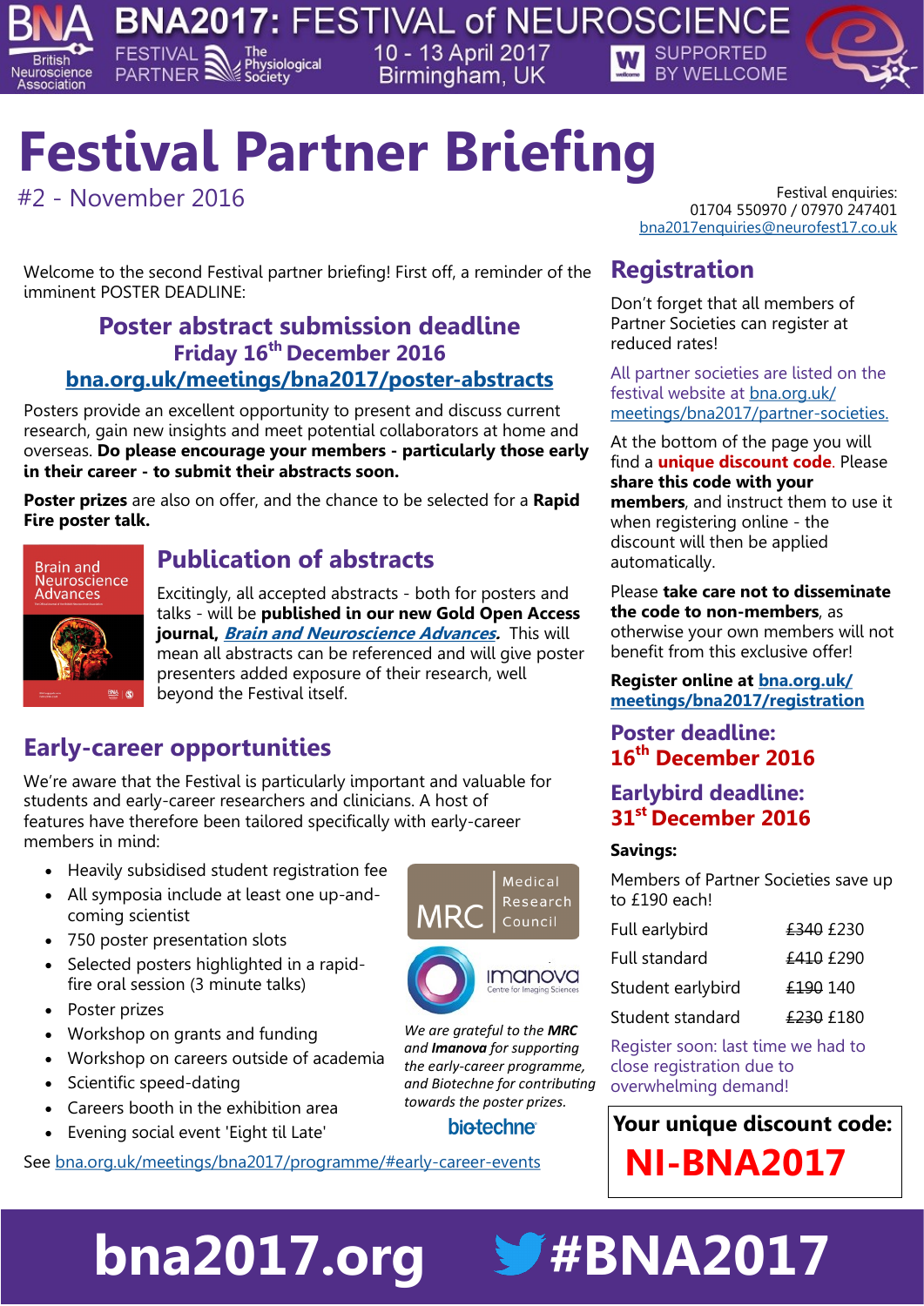BNA2017: FESTIVAL of NEUROSCIENCE

FESTIVAL PARTNER The Physiological Society | 10 - 13 April 2017 Birmingham, UK | SUPPORTED BY WELLCOME

# Festival Partner Briefing

#2 - November 2016

Festival enquiries:
01704 550970 / 07970 247401
bna2017enquiries@neurofest17.co.uk

Welcome to the second Festival partner briefing! First off, a reminder of the imminent POSTER DEADLINE:

### Poster abstract submission deadline
### Friday 16th December 2016
### bna.org.uk/meetings/bna2017/poster-abstracts

Posters provide an excellent opportunity to present and discuss current research, gain new insights and meet potential collaborators at home and overseas. **Do please encourage your members - particularly those early in their career - to submit their abstracts soon.**

**Poster prizes** are also on offer, and the chance to be selected for a **Rapid Fire poster talk.**

## Publication of abstracts

Excitingly, all accepted abstracts - both for posters and talks - will be **published in our new Gold Open Access journal, *Brain and Neuroscience Advances*.** This will mean all abstracts can be referenced and will give poster presenters added exposure of their research, well beyond the Festival itself.

## Early-career opportunities

We're aware that the Festival is particularly important and valuable for students and early-career researchers and clinicians. A host of features have therefore been tailored specifically with early-career members in mind:

- Heavily subsidised student registration fee
- All symposia include at least one up-and-coming scientist
- 750 poster presentation slots
- Selected posters highlighted in a rapid-fire oral session (3 minute talks)
- Poster prizes
- Workshop on grants and funding
- Workshop on careers outside of academia
- Scientific speed-dating
- Careers booth in the exhibition area
- Evening social event 'Eight til Late'

*We are grateful to the **MRC** and **Imanova** for supporting the early-career programme, and Biotechne for contributing towards the poster prizes.*

See bna.org.uk/meetings/bna2017/programme/#early-career-events

## Registration

Don't forget that all members of Partner Societies can register at reduced rates!

All partner societies are listed on the festival website at bna.org.uk/meetings/bna2017/partner-societies.

At the bottom of the page you will find a **unique discount code**. Please **share this code with your members**, and instruct them to use it when registering online - the discount will then be applied automatically.

Please **take care not to disseminate the code to non-members**, as otherwise your own members will not benefit from this exclusive offer!

**Register online at bna.org.uk/meetings/bna2017/registration**

### Poster deadline: 16th December 2016

### Earlybird deadline: 31st December 2016

**Savings:**

Members of Partner Societies save up to £190 each!

| | |
|---|---|
| Full earlybird | ~~£340~~ £230 |
| Full standard | ~~£410~~ £290 |
| Student earlybird | ~~£190~~ 140 |
| Student standard | ~~£230~~ £180 |

Register soon: last time we had to close registration due to overwhelming demand!

**Your unique discount code:**
**NI-BNA2017**

**bna2017.org #BNA2017**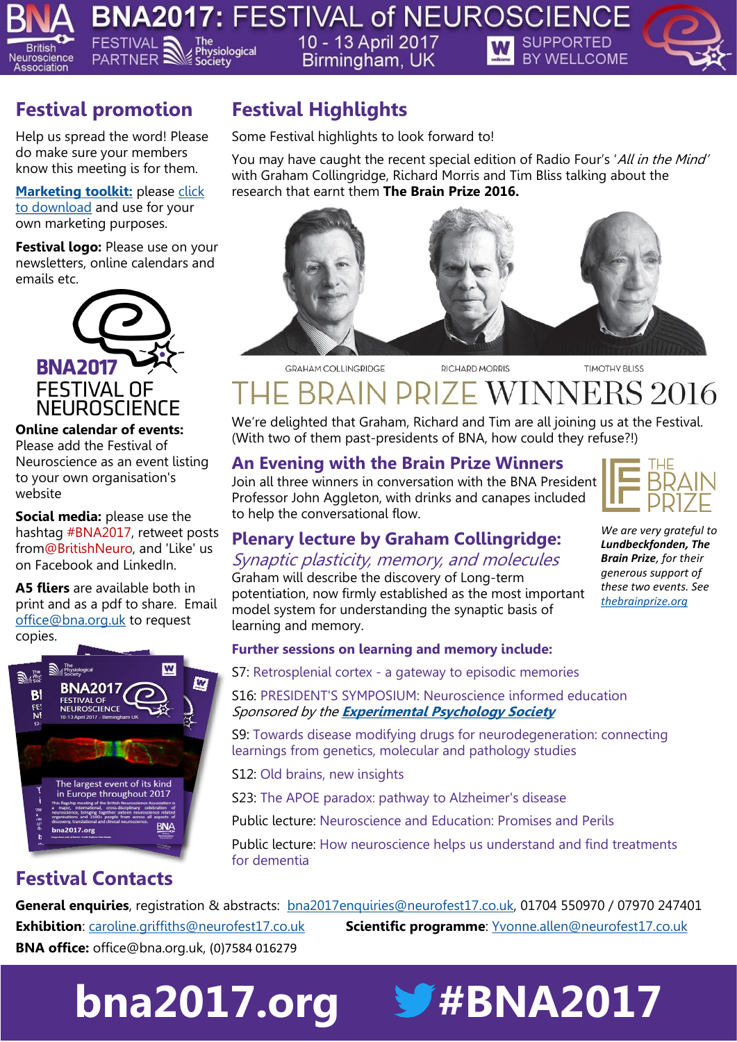# BNA2017: FESTIVAL of NEUROSCIENCE

10 - 13 April 2017
Birmingham, UK

FESTIVAL PARTNER The Physiological Society

SUPPORTED BY WELLCOME

## Festival promotion

Help us spread the word! Please do make sure your members know this meeting is for them.

**Marketing toolkit:** please click to download and use for your own marketing purposes.

**Festival logo:** Please use on your newsletters, online calendars and emails etc.

BNA2017 FESTIVAL OF NEUROSCIENCE

**Online calendar of events:** Please add the Festival of Neuroscience as an event listing to your own organisation's website

**Social media:** please use the hashtag #BNA2017, retweet posts from@BritishNeuro, and 'Like' us on Facebook and LinkedIn.

**A5 fliers** are available both in print and as a pdf to share. Email office@bna.org.uk to request copies.

## Festival Highlights

Some Festival highlights to look forward to!

You may have caught the recent special edition of Radio Four's '*All in the Mind*' with Graham Collingridge, Richard Morris and Tim Bliss talking about the research that earnt them **The Brain Prize 2016.**

GRAHAM COLLINGRIDGE RICHARD MORRIS TIMOTHY BLISS

THE BRAIN PRIZE WINNERS 2016

We're delighted that Graham, Richard and Tim are all joining us at the Festival. (With two of them past-presidents of BNA, how could they refuse?!)

### An Evening with the Brain Prize Winners

Join all three winners in conversation with the BNA President Professor John Aggleton, with drinks and canapes included to help the conversational flow.

### Plenary lecture by Graham Collingridge: *Synaptic plasticity, memory, and molecules*

Graham will describe the discovery of Long-term potentiation, now firmly established as the most important model system for understanding the synaptic basis of learning and memory.

THE BRAIN PRIZE

*We are very grateful to **Lundbeckfonden, The Brain Prize**, for their generous support of these two events. See thebrainprize.org*

**Further sessions on learning and memory include:**

S7: Retrosplenial cortex - a gateway to episodic memories

S16: PRESIDENT'S SYMPOSIUM: Neuroscience informed education
*Sponsored by the **Experimental Psychology Society***

S9: Towards disease modifying drugs for neurodegeneration: connecting learnings from genetics, molecular and pathology studies

S12: Old brains, new insights

S23: The APOE paradox: pathway to Alzheimer's disease

Public lecture: Neuroscience and Education: Promises and Perils

Public lecture: How neuroscience helps us understand and find treatments for dementia

## Festival Contacts

**General enquiries**, registration & abstracts: bna2017enquiries@neurofest17.co.uk, 01704 550970 / 07970 247401

**Exhibition**: caroline.griffiths@neurofest17.co.uk

**Scientific programme**: Yvonne.allen@neurofest17.co.uk

**BNA office:** office@bna.org.uk, (0)7584 016279

**bna2017.org** **#BNA2017**